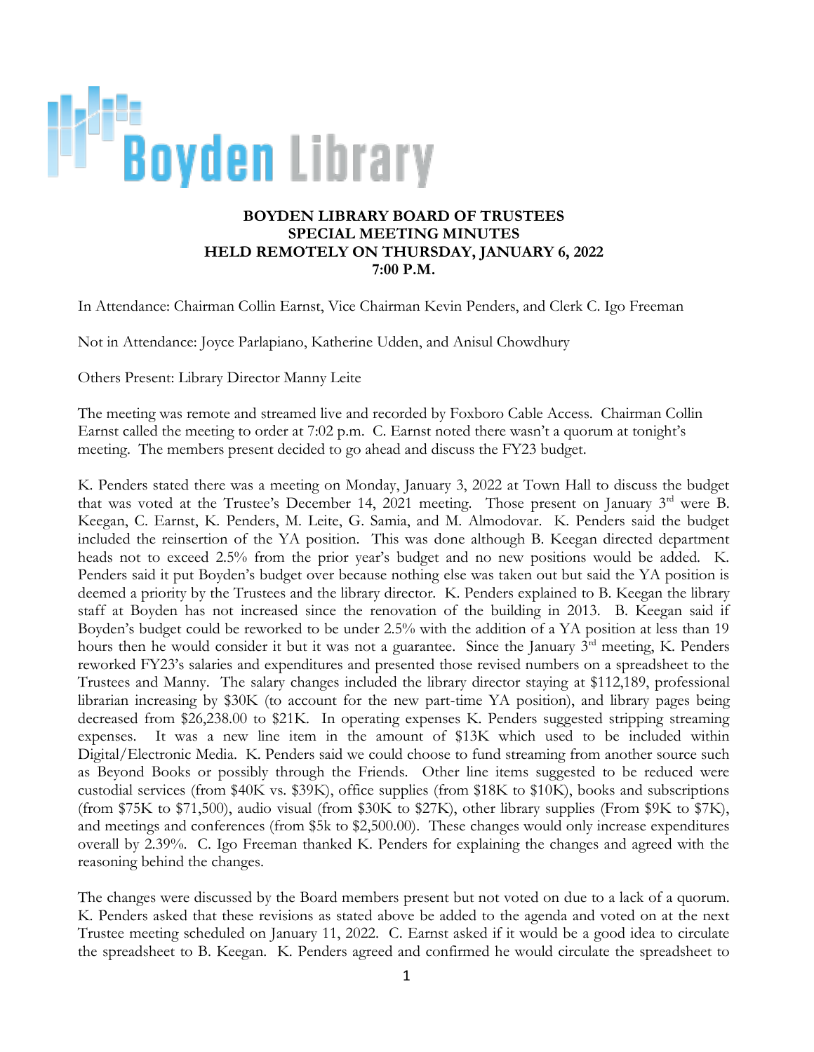# Boyden Library

**BOYDEN LIBRARY BOARD OF TRUSTEES**
**SPECIAL MEETING MINUTES**
**HELD REMOTELY ON THURSDAY, JANUARY 6, 2022**
**7:00 P.M.**

In Attendance: Chairman Collin Earnst, Vice Chairman Kevin Penders, and Clerk C. Igo Freeman

Not in Attendance: Joyce Parlapiano, Katherine Udden, and Anisul Chowdhury

Others Present: Library Director Manny Leite

The meeting was remote and streamed live and recorded by Foxboro Cable Access. Chairman Collin Earnst called the meeting to order at 7:02 p.m. C. Earnst noted there wasn't a quorum at tonight's meeting. The members present decided to go ahead and discuss the FY23 budget.

K. Penders stated there was a meeting on Monday, January 3, 2022 at Town Hall to discuss the budget that was voted at the Trustee's December 14, 2021 meeting. Those present on January 3rd were B. Keegan, C. Earnst, K. Penders, M. Leite, G. Samia, and M. Almodovar. K. Penders said the budget included the reinsertion of the YA position. This was done although B. Keegan directed department heads not to exceed 2.5% from the prior year's budget and no new positions would be added. K. Penders said it put Boyden's budget over because nothing else was taken out but said the YA position is deemed a priority by the Trustees and the library director. K. Penders explained to B. Keegan the library staff at Boyden has not increased since the renovation of the building in 2013. B. Keegan said if Boyden's budget could be reworked to be under 2.5% with the addition of a YA position at less than 19 hours then he would consider it but it was not a guarantee. Since the January 3rd meeting, K. Penders reworked FY23's salaries and expenditures and presented those revised numbers on a spreadsheet to the Trustees and Manny. The salary changes included the library director staying at $112,189, professional librarian increasing by $30K (to account for the new part-time YA position), and library pages being decreased from $26,238.00 to $21K. In operating expenses K. Penders suggested stripping streaming expenses. It was a new line item in the amount of $13K which used to be included within Digital/Electronic Media. K. Penders said we could choose to fund streaming from another source such as Beyond Books or possibly through the Friends. Other line items suggested to be reduced were custodial services (from $40K vs. $39K), office supplies (from $18K to $10K), books and subscriptions (from $75K to $71,500), audio visual (from $30K to $27K), other library supplies (From $9K to $7K), and meetings and conferences (from $5k to $2,500.00). These changes would only increase expenditures overall by 2.39%. C. Igo Freeman thanked K. Penders for explaining the changes and agreed with the reasoning behind the changes.

The changes were discussed by the Board members present but not voted on due to a lack of a quorum. K. Penders asked that these revisions as stated above be added to the agenda and voted on at the next Trustee meeting scheduled on January 11, 2022. C. Earnst asked if it would be a good idea to circulate the spreadsheet to B. Keegan. K. Penders agreed and confirmed he would circulate the spreadsheet to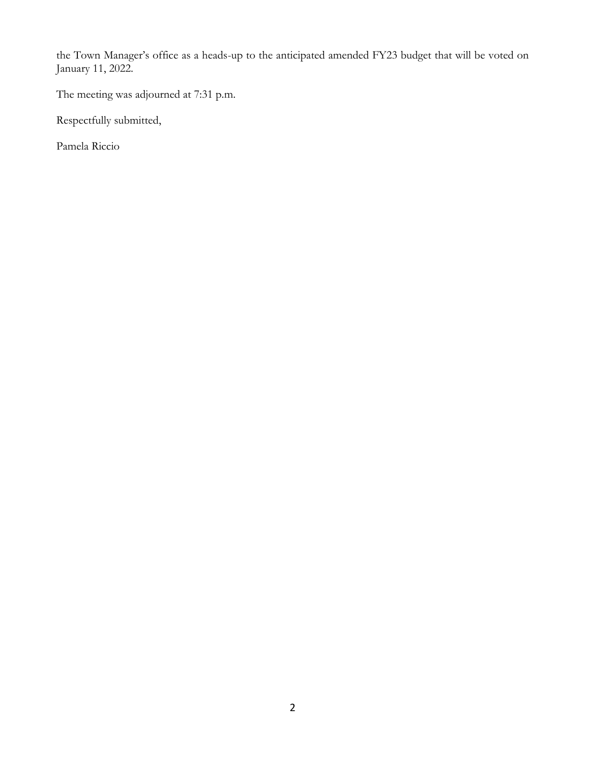the Town Manager's office as a heads-up to the anticipated amended FY23 budget that will be voted on January 11, 2022.

The meeting was adjourned at 7:31 p.m.

Respectfully submitted,

Pamela Riccio